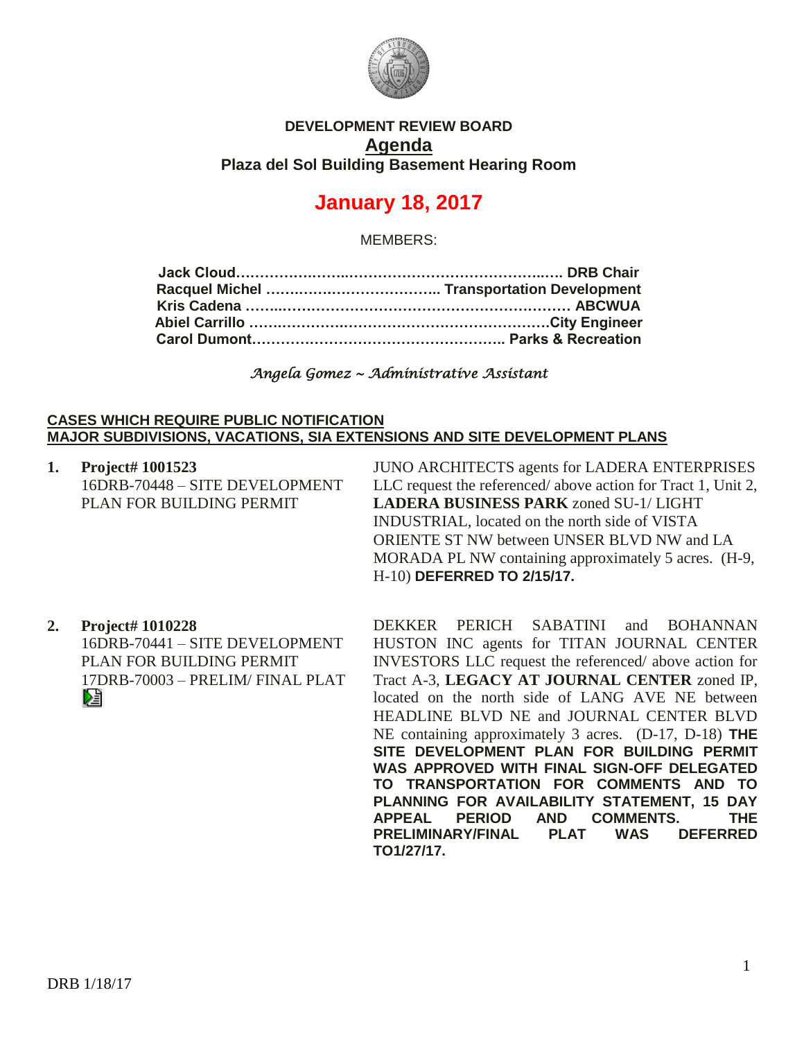**DEVELOPMENT REVIEW BOARD**

**Agenda**

**Plaza del Sol Building Basement Hearing Room**

# January 18, 2017

MEMBERS:

**Jack Cloud……………………………………………………… DRB Chair**
**Racquel Michel ……………………………… Transportation Development**
**Kris Cadena ……………………………………………………… ABCWUA**
**Abiel Carrillo ………………………………………………………City Engineer**
**Carol Dumont……………………………………………… Parks & Recreation**

*Angela Gomez ~ Administrative Assistant*

**CASES WHICH REQUIRE PUBLIC NOTIFICATION**
**MAJOR SUBDIVISIONS, VACATIONS, SIA EXTENSIONS AND SITE DEVELOPMENT PLANS**

**1. Project# 1001523**
16DRB-70448 – SITE DEVELOPMENT PLAN FOR BUILDING PERMIT

JUNO ARCHITECTS agents for LADERA ENTERPRISES LLC request the referenced/ above action for Tract 1, Unit 2, **LADERA BUSINESS PARK** zoned SU-1/ LIGHT INDUSTRIAL, located on the north side of VISTA ORIENTE ST NW between UNSER BLVD NW and LA MORADA PL NW containing approximately 5 acres. (H-9, H-10) **DEFERRED TO 2/15/17.**

**2. Project# 1010228**
16DRB-70441 – SITE DEVELOPMENT PLAN FOR BUILDING PERMIT
17DRB-70003 – PRELIM/ FINAL PLAT

DEKKER PERICH SABATINI and BOHANNAN HUSTON INC agents for TITAN JOURNAL CENTER INVESTORS LLC request the referenced/ above action for Tract A-3, **LEGACY AT JOURNAL CENTER** zoned IP, located on the north side of LANG AVE NE between HEADLINE BLVD NE and JOURNAL CENTER BLVD NE containing approximately 3 acres. (D-17, D-18) **THE SITE DEVELOPMENT PLAN FOR BUILDING PERMIT WAS APPROVED WITH FINAL SIGN-OFF DELEGATED TO TRANSPORTATION FOR COMMENTS AND TO PLANNING FOR AVAILABILITY STATEMENT, 15 DAY APPEAL PERIOD AND COMMENTS. THE PRELIMINARY/FINAL PLAT WAS DEFERRED TO1/27/17.**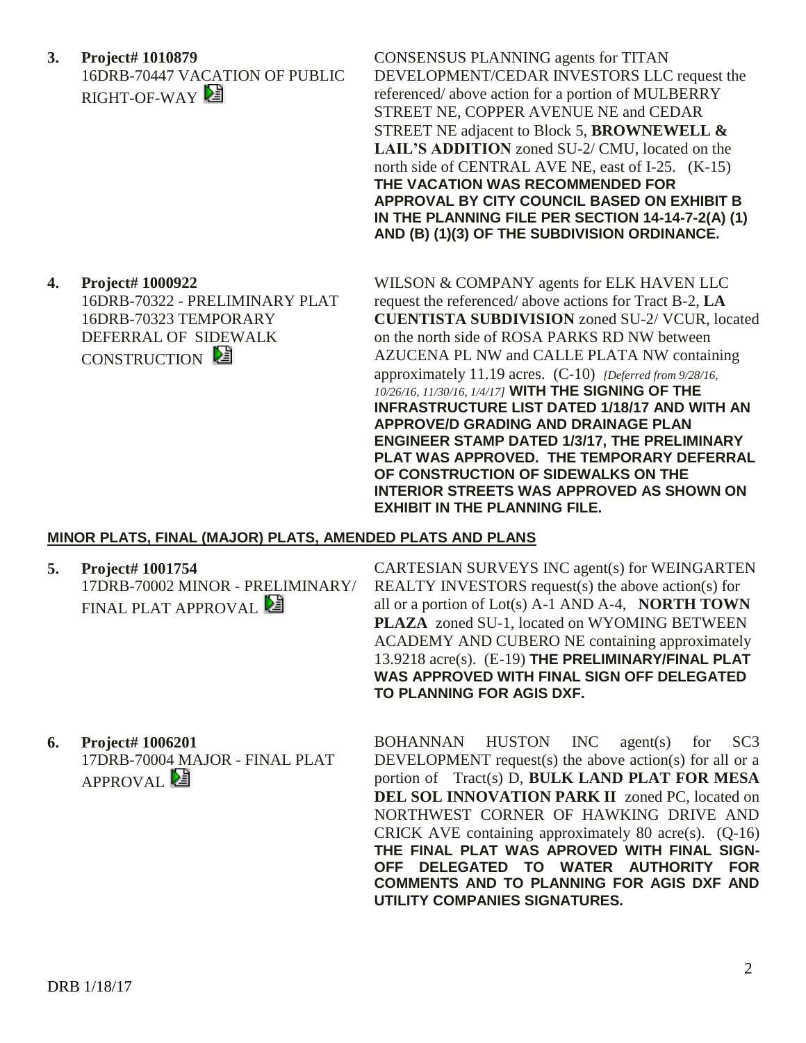**3. Project# 1010879**
16DRB-70447 VACATION OF PUBLIC RIGHT-OF-WAY

CONSENSUS PLANNING agents for TITAN DEVELOPMENT/CEDAR INVESTORS LLC request the referenced/ above action for a portion of MULBERRY STREET NE, COPPER AVENUE NE and CEDAR STREET NE adjacent to Block 5, **BROWNEWELL & LAIL'S ADDITION** zoned SU-2/ CMU, located on the north side of CENTRAL AVE NE, east of I-25. (K-15) **THE VACATION WAS RECOMMENDED FOR APPROVAL BY CITY COUNCIL BASED ON EXHIBIT B IN THE PLANNING FILE PER SECTION 14-14-7-2(A) (1) AND (B) (1)(3) OF THE SUBDIVISION ORDINANCE.**

**4. Project# 1000922**
16DRB-70322 - PRELIMINARY PLAT
16DRB-70323 TEMPORARY DEFERRAL OF SIDEWALK CONSTRUCTION

WILSON & COMPANY agents for ELK HAVEN LLC request the referenced/ above actions for Tract B-2, **LA CUENTISTA SUBDIVISION** zoned SU-2/ VCUR, located on the north side of ROSA PARKS RD NW between AZUCENA PL NW and CALLE PLATA NW containing approximately 11.19 acres. (C-10) *[Deferred from 9/28/16, 10/26/16, 11/30/16, 1/4/17]* **WITH THE SIGNING OF THE INFRASTRUCTURE LIST DATED 1/18/17 AND WITH AN APPROVE/D GRADING AND DRAINAGE PLAN ENGINEER STAMP DATED 1/3/17, THE PRELIMINARY PLAT WAS APPROVED. THE TEMPORARY DEFERRAL OF CONSTRUCTION OF SIDEWALKS ON THE INTERIOR STREETS WAS APPROVED AS SHOWN ON EXHIBIT IN THE PLANNING FILE.**

## MINOR PLATS, FINAL (MAJOR) PLATS, AMENDED PLATS AND PLANS

**5. Project# 1001754**
17DRB-70002 MINOR - PRELIMINARY/ FINAL PLAT APPROVAL

CARTESIAN SURVEYS INC agent(s) for WEINGARTEN REALTY INVESTORS request(s) the above action(s) for all or a portion of Lot(s) A-1 AND A-4, **NORTH TOWN PLAZA** zoned SU-1, located on WYOMING BETWEEN ACADEMY AND CUBERO NE containing approximately 13.9218 acre(s). (E-19) **THE PRELIMINARY/FINAL PLAT WAS APPROVED WITH FINAL SIGN OFF DELEGATED TO PLANNING FOR AGIS DXF.**

**6. Project# 1006201**
17DRB-70004 MAJOR - FINAL PLAT APPROVAL

BOHANNAN HUSTON INC agent(s) for SC3 DEVELOPMENT request(s) the above action(s) for all or a portion of Tract(s) D, **BULK LAND PLAT FOR MESA DEL SOL INNOVATION PARK II** zoned PC, located on NORTHWEST CORNER OF HAWKING DRIVE AND CRICK AVE containing approximately 80 acre(s). (Q-16) **THE FINAL PLAT WAS APROVED WITH FINAL SIGN-OFF DELEGATED TO WATER AUTHORITY FOR COMMENTS AND TO PLANNING FOR AGIS DXF AND UTILITY COMPANIES SIGNATURES.**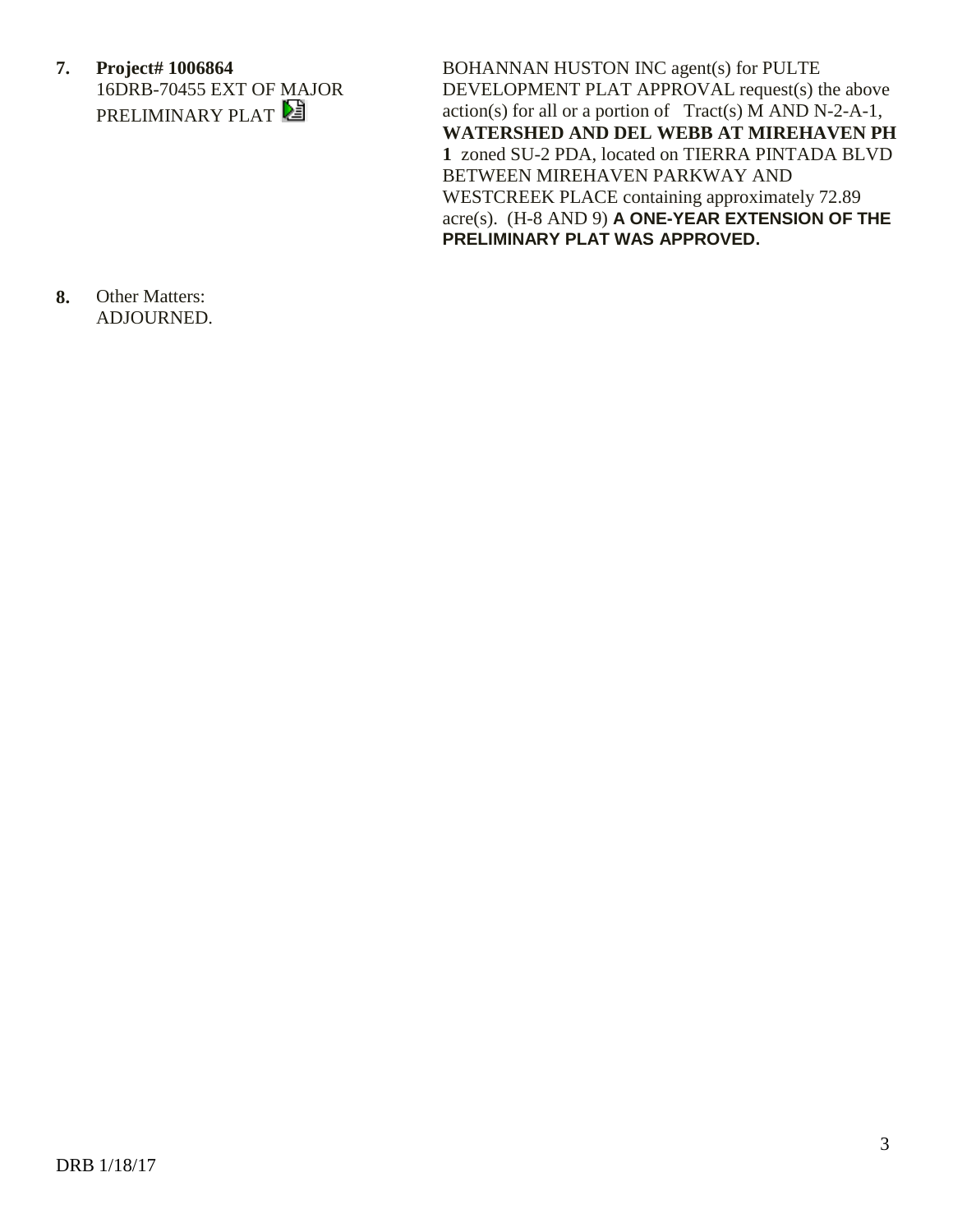**7.** **Project# 1006864**
16DRB-70455 EXT OF MAJOR PRELIMINARY PLAT

BOHANNAN HUSTON INC agent(s) for PULTE DEVELOPMENT PLAT APPROVAL request(s) the above action(s) for all or a portion of Tract(s) M AND N-2-A-1, **WATERSHED AND DEL WEBB AT MIREHAVEN PH 1** zoned SU-2 PDA, located on TIERRA PINTADA BLVD BETWEEN MIREHAVEN PARKWAY AND WESTCREEK PLACE containing approximately 72.89 acre(s). (H-8 AND 9) **A ONE-YEAR EXTENSION OF THE PRELIMINARY PLAT WAS APPROVED.**

**8.** Other Matters:
ADJOURNED.

DRB 1/18/17